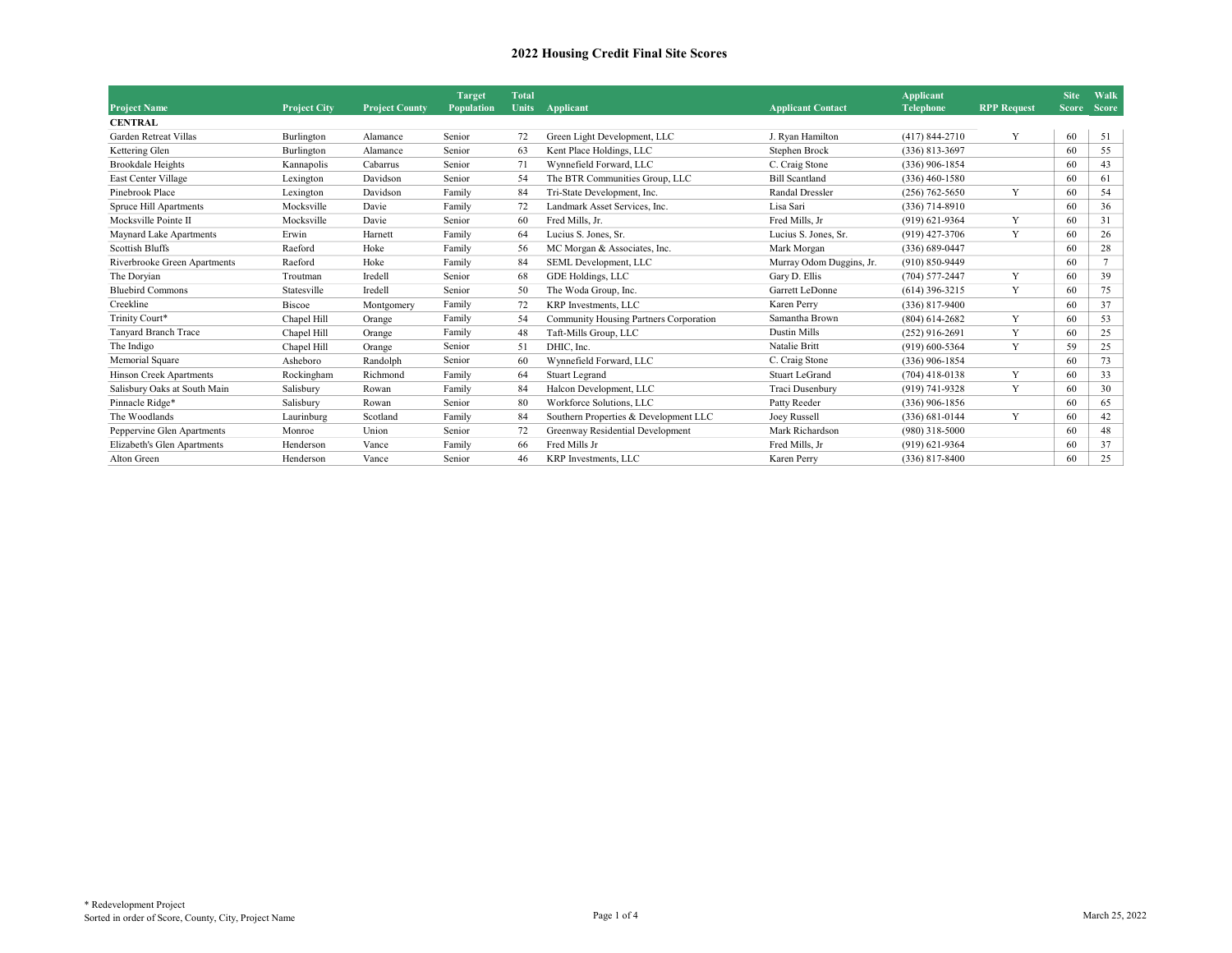## 2022 Housing Credit Final Site Scores

| Project Name | Project City | Project County | Target Population | Total Units | Applicant | Applicant Contact | Applicant Telephone | RPP Request | Site Score | Walk Score |
|---|---|---|---|---|---|---|---|---|---|---|
| **CENTRAL** | | | | | | | | | | |
| Garden Retreat Villas | Burlington | Alamance | Senior | 72 | Green Light Development, LLC | J. Ryan Hamilton | (417) 844-2710 | Y | 60 | 51 |
| Kettering Glen | Burlington | Alamance | Senior | 63 | Kent Place Holdings, LLC | Stephen Brock | (336) 813-3697 | | 60 | 55 |
| Brookdale Heights | Kannapolis | Cabarrus | Senior | 71 | Wynnefield Forward, LLC | C. Craig Stone | (336) 906-1854 | | 60 | 43 |
| East Center Village | Lexington | Davidson | Senior | 54 | The BTR Communities Group, LLC | Bill Scantland | (336) 460-1580 | | 60 | 61 |
| Pinebrook Place | Lexington | Davidson | Family | 84 | Tri-State Development, Inc. | Randal Dressler | (256) 762-5650 | Y | 60 | 54 |
| Spruce Hill Apartments | Mocksville | Davie | Family | 72 | Landmark Asset Services, Inc. | Lisa Sari | (336) 714-8910 | | 60 | 36 |
| Mocksville Pointe II | Mocksville | Davie | Senior | 60 | Fred Mills, Jr. | Fred Mills, Jr | (919) 621-9364 | Y | 60 | 31 |
| Maynard Lake Apartments | Erwin | Harnett | Family | 64 | Lucius S. Jones, Sr. | Lucius S. Jones, Sr. | (919) 427-3706 | Y | 60 | 26 |
| Scottish Bluffs | Raeford | Hoke | Family | 56 | MC Morgan & Associates, Inc. | Mark Morgan | (336) 689-0447 | | 60 | 28 |
| Riverbrooke Green Apartments | Raeford | Hoke | Family | 84 | SEML Development, LLC | Murray Odom Duggins, Jr. | (910) 850-9449 | | 60 | 7 |
| The Doryian | Troutman | Iredell | Senior | 68 | GDE Holdings, LLC | Gary D. Ellis | (704) 577-2447 | Y | 60 | 39 |
| Bluebird Commons | Statesville | Iredell | Senior | 50 | The Woda Group, Inc. | Garrett LeDonne | (614) 396-3215 | Y | 60 | 75 |
| Creekline | Biscoe | Montgomery | Family | 72 | KRP Investments, LLC | Karen Perry | (336) 817-9400 | | 60 | 37 |
| Trinity Court* | Chapel Hill | Orange | Family | 54 | Community Housing Partners Corporation | Samantha Brown | (804) 614-2682 | Y | 60 | 53 |
| Tanyard Branch Trace | Chapel Hill | Orange | Family | 48 | Taft-Mills Group, LLC | Dustin Mills | (252) 916-2691 | Y | 60 | 25 |
| The Indigo | Chapel Hill | Orange | Senior | 51 | DHIC, Inc. | Natalie Britt | (919) 600-5364 | Y | 59 | 25 |
| Memorial Square | Asheboro | Randolph | Senior | 60 | Wynnefield Forward, LLC | C. Craig Stone | (336) 906-1854 | | 60 | 73 |
| Hinson Creek Apartments | Rockingham | Richmond | Family | 64 | Stuart Legrand | Stuart LeGrand | (704) 418-0138 | Y | 60 | 33 |
| Salisbury Oaks at South Main | Salisbury | Rowan | Family | 84 | Halcon Development, LLC | Traci Dusenbury | (919) 741-9328 | Y | 60 | 30 |
| Pinnacle Ridge* | Salisbury | Rowan | Senior | 80 | Workforce Solutions, LLC | Patty Reeder | (336) 906-1856 | | 60 | 65 |
| The Woodlands | Laurinburg | Scotland | Family | 84 | Southern Properties & Development LLC | Joey Russell | (336) 681-0144 | Y | 60 | 42 |
| Peppervine Glen Apartments | Monroe | Union | Senior | 72 | Greenway Residential Development | Mark Richardson | (980) 318-5000 | | 60 | 48 |
| Elizabeth's Glen Apartments | Henderson | Vance | Family | 66 | Fred Mills Jr | Fred Mills, Jr | (919) 621-9364 | | 60 | 37 |
| Alton Green | Henderson | Vance | Senior | 46 | KRP Investments, LLC | Karen Perry | (336) 817-8400 | | 60 | 25 |

\* Redevelopment Project
Sorted in order of Score, County, City, Project Name

March 25, 2022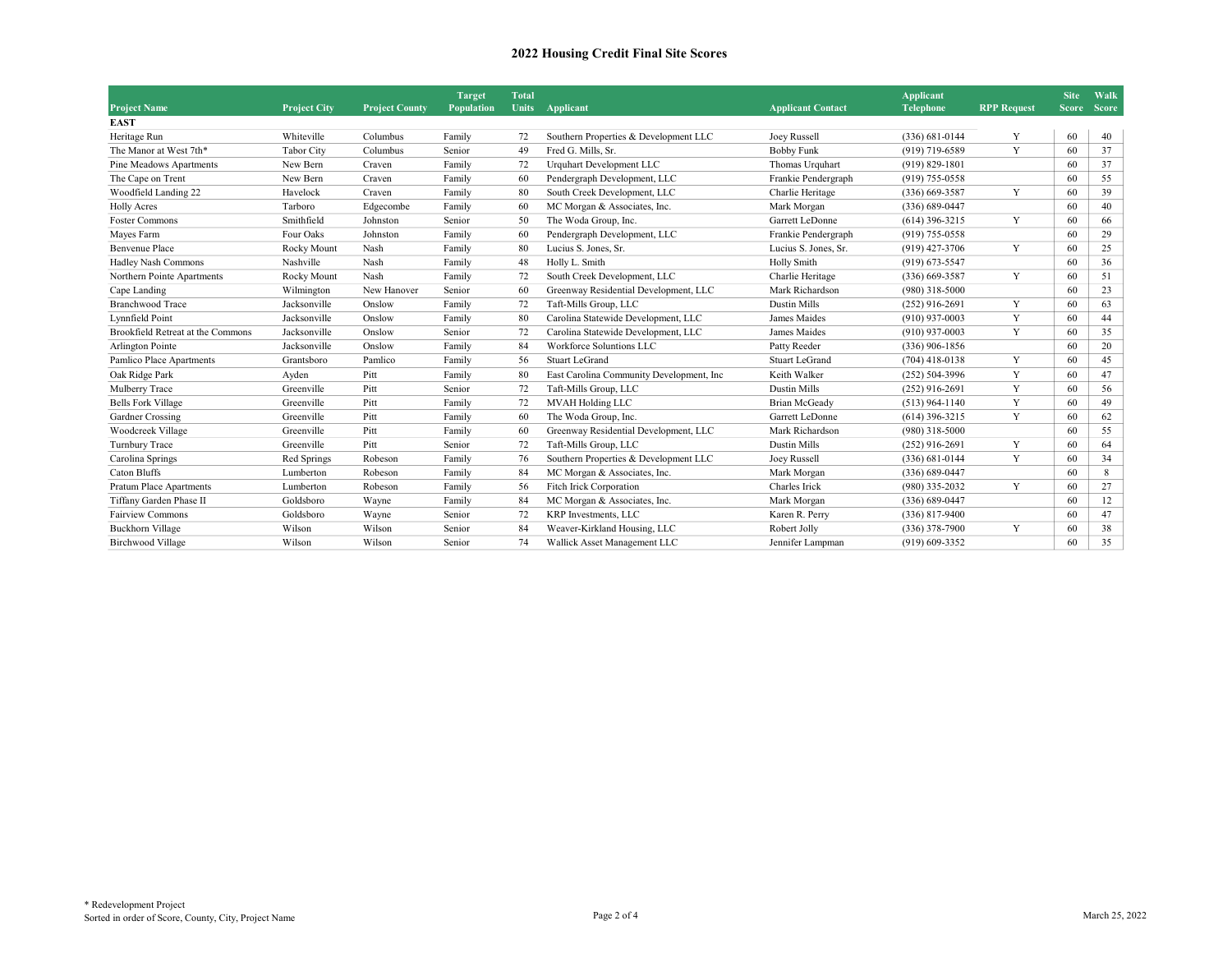## 2022 Housing Credit Final Site Scores

| Project Name | Project City | Project County | Target Population | Total Units | Applicant | Applicant Contact | Applicant Telephone | RPP Request | Site Score | Walk Score |
|---|---|---|---|---|---|---|---|---|---|---|
| **EAST** | | | | | | | | | | |
| Heritage Run | Whiteville | Columbus | Family | 72 | Southern Properties & Development LLC | Joey Russell | (336) 681-0144 | Y | 60 | 40 |
| The Manor at West 7th* | Tabor City | Columbus | Senior | 49 | Fred G. Mills, Sr. | Bobby Funk | (919) 719-6589 | Y | 60 | 37 |
| Pine Meadows Apartments | New Bern | Craven | Family | 72 | Urquhart Development LLC | Thomas Urquhart | (919) 829-1801 | | 60 | 37 |
| The Cape on Trent | New Bern | Craven | Family | 60 | Pendergraph Development, LLC | Frankie Pendergraph | (919) 755-0558 | | 60 | 55 |
| Woodfield Landing 22 | Havelock | Craven | Family | 80 | South Creek Development, LLC | Charlie Heritage | (336) 669-3587 | Y | 60 | 39 |
| Holly Acres | Tarboro | Edgecombe | Family | 60 | MC Morgan & Associates, Inc. | Mark Morgan | (336) 689-0447 | | 60 | 40 |
| Foster Commons | Smithfield | Johnston | Senior | 50 | The Woda Group, Inc. | Garrett LeDonne | (614) 396-3215 | Y | 60 | 66 |
| Mayes Farm | Four Oaks | Johnston | Family | 60 | Pendergraph Development, LLC | Frankie Pendergraph | (919) 755-0558 | | 60 | 29 |
| Benvenue Place | Rocky Mount | Nash | Family | 80 | Lucius S. Jones, Sr. | Lucius S. Jones, Sr. | (919) 427-3706 | Y | 60 | 25 |
| Hadley Nash Commons | Nashville | Nash | Family | 48 | Holly L. Smith | Holly Smith | (919) 673-5547 | | 60 | 36 |
| Northern Pointe Apartments | Rocky Mount | Nash | Family | 72 | South Creek Development, LLC | Charlie Heritage | (336) 669-3587 | Y | 60 | 51 |
| Cape Landing | Wilmington | New Hanover | Senior | 60 | Greenway Residential Development, LLC | Mark Richardson | (980) 318-5000 | | 60 | 23 |
| Branchwood Trace | Jacksonville | Onslow | Family | 72 | Taft-Mills Group, LLC | Dustin Mills | (252) 916-2691 | Y | 60 | 63 |
| Lynnfield Point | Jacksonville | Onslow | Family | 80 | Carolina Statewide Development, LLC | James Maides | (910) 937-0003 | Y | 60 | 44 |
| Brookfield Retreat at the Commons | Jacksonville | Onslow | Senior | 72 | Carolina Statewide Development, LLC | James Maides | (910) 937-0003 | Y | 60 | 35 |
| Arlington Pointe | Jacksonville | Onslow | Family | 84 | Workforce Soluntions LLC | Patty Reeder | (336) 906-1856 | | 60 | 20 |
| Pamlico Place Apartments | Grantsboro | Pamlico | Family | 56 | Stuart LeGrand | Stuart LeGrand | (704) 418-0138 | Y | 60 | 45 |
| Oak Ridge Park | Ayden | Pitt | Family | 80 | East Carolina Community Development, Inc | Keith Walker | (252) 504-3996 | Y | 60 | 47 |
| Mulberry Trace | Greenville | Pitt | Senior | 72 | Taft-Mills Group, LLC | Dustin Mills | (252) 916-2691 | Y | 60 | 56 |
| Bells Fork Village | Greenville | Pitt | Family | 72 | MVAH Holding LLC | Brian McGeady | (513) 964-1140 | Y | 60 | 49 |
| Gardner Crossing | Greenville | Pitt | Family | 60 | The Woda Group, Inc. | Garrett LeDonne | (614) 396-3215 | Y | 60 | 62 |
| Woodcreek Village | Greenville | Pitt | Family | 60 | Greenway Residential Development, LLC | Mark Richardson | (980) 318-5000 | | 60 | 55 |
| Turnbury Trace | Greenville | Pitt | Senior | 72 | Taft-Mills Group, LLC | Dustin Mills | (252) 916-2691 | Y | 60 | 64 |
| Carolina Springs | Red Springs | Robeson | Family | 76 | Southern Properties & Development LLC | Joey Russell | (336) 681-0144 | Y | 60 | 34 |
| Caton Bluffs | Lumberton | Robeson | Family | 84 | MC Morgan & Associates, Inc. | Mark Morgan | (336) 689-0447 | | 60 | 8 |
| Pratum Place Apartments | Lumberton | Robeson | Family | 56 | Fitch Irick Corporation | Charles Irick | (980) 335-2032 | Y | 60 | 27 |
| Tiffany Garden Phase II | Goldsboro | Wayne | Family | 84 | MC Morgan & Associates, Inc. | Mark Morgan | (336) 689-0447 | | 60 | 12 |
| Fairview Commons | Goldsboro | Wayne | Senior | 72 | KRP Investments, LLC | Karen R. Perry | (336) 817-9400 | | 60 | 47 |
| Buckhorn Village | Wilson | Wilson | Senior | 84 | Weaver-Kirkland Housing, LLC | Robert Jolly | (336) 378-7900 | Y | 60 | 38 |
| Birchwood Village | Wilson | Wilson | Senior | 74 | Wallick Asset Management LLC | Jennifer Lampman | (919) 609-3352 | | 60 | 35 |

\* Redevelopment Project
Sorted in order of Score, County, City, Project Name

March 25, 2022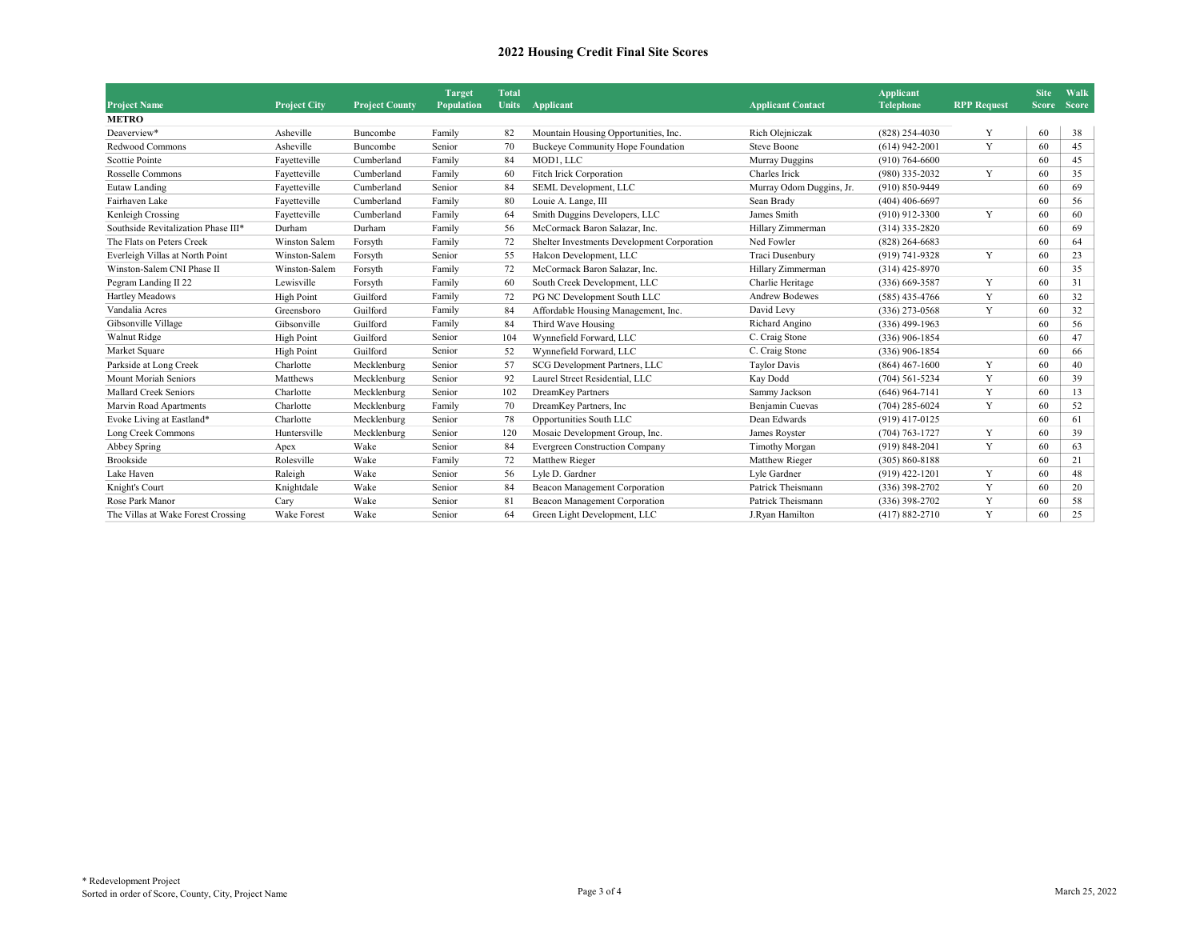## 2022 Housing Credit Final Site Scores

| Project Name | Project City | Project County | Target Population | Total Units | Applicant | Applicant Contact | Applicant Telephone | RPP Request | Site Score | Walk Score |
|---|---|---|---|---|---|---|---|---|---|---|
| **METRO** | | | | | | | | | | |
| Deaverview* | Asheville | Buncombe | Family | 82 | Mountain Housing Opportunities, Inc. | Rich Olejniczak | (828) 254-4030 | Y | 60 | 38 |
| Redwood Commons | Asheville | Buncombe | Senior | 70 | Buckeye Community Hope Foundation | Steve Boone | (614) 942-2001 | Y | 60 | 45 |
| Scottie Pointe | Fayetteville | Cumberland | Family | 84 | MOD1, LLC | Murray Duggins | (910) 764-6600 | | 60 | 45 |
| Rosselle Commons | Fayetteville | Cumberland | Family | 60 | Fitch Irick Corporation | Charles Irick | (980) 335-2032 | Y | 60 | 35 |
| Eutaw Landing | Fayetteville | Cumberland | Senior | 84 | SEML Development, LLC | Murray Odom Duggins, Jr. | (910) 850-9449 | | 60 | 69 |
| Fairhaven Lake | Fayetteville | Cumberland | Family | 80 | Louie A. Lange, III | Sean Brady | (404) 406-6697 | | 60 | 56 |
| Kenleigh Crossing | Fayetteville | Cumberland | Family | 64 | Smith Duggins Developers, LLC | James Smith | (910) 912-3300 | Y | 60 | 60 |
| Southside Revitalization Phase III* | Durham | Durham | Family | 56 | McCormack Baron Salazar, Inc. | Hillary Zimmerman | (314) 335-2820 | | 60 | 69 |
| The Flats on Peters Creek | Winston Salem | Forsyth | Family | 72 | Shelter Investments Development Corporation | Ned Fowler | (828) 264-6683 | | 60 | 64 |
| Everleigh Villas at North Point | Winston-Salem | Forsyth | Senior | 55 | Halcon Development, LLC | Traci Dusenbury | (919) 741-9328 | Y | 60 | 23 |
| Winston-Salem CNI Phase II | Winston-Salem | Forsyth | Family | 72 | McCormack Baron Salazar, Inc. | Hillary Zimmerman | (314) 425-8970 | | 60 | 35 |
| Pegram Landing II 22 | Lewisville | Forsyth | Family | 60 | South Creek Development, LLC | Charlie Heritage | (336) 669-3587 | Y | 60 | 31 |
| Hartley Meadows | High Point | Guilford | Family | 72 | PG NC Development South LLC | Andrew Bodewes | (585) 435-4766 | Y | 60 | 32 |
| Vandalia Acres | Greensboro | Guilford | Family | 84 | Affordable Housing Management, Inc. | David Levy | (336) 273-0568 | Y | 60 | 32 |
| Gibsonville Village | Gibsonville | Guilford | Family | 84 | Third Wave Housing | Richard Angino | (336) 499-1963 | | 60 | 56 |
| Walnut Ridge | High Point | Guilford | Senior | 104 | Wynnefield Forward, LLC | C. Craig Stone | (336) 906-1854 | | 60 | 47 |
| Market Square | High Point | Guilford | Senior | 52 | Wynnefield Forward, LLC | C. Craig Stone | (336) 906-1854 | | 60 | 66 |
| Parkside at Long Creek | Charlotte | Mecklenburg | Senior | 57 | SCG Development Partners, LLC | Taylor Davis | (864) 467-1600 | Y | 60 | 40 |
| Mount Moriah Seniors | Matthews | Mecklenburg | Senior | 92 | Laurel Street Residential, LLC | Kay Dodd | (704) 561-5234 | Y | 60 | 39 |
| Mallard Creek Seniors | Charlotte | Mecklenburg | Senior | 102 | DreamKey Partners | Sammy Jackson | (646) 964-7141 | Y | 60 | 13 |
| Marvin Road Apartments | Charlotte | Mecklenburg | Family | 70 | DreamKey Partners, Inc | Benjamin Cuevas | (704) 285-6024 | Y | 60 | 52 |
| Evoke Living at Eastland* | Charlotte | Mecklenburg | Senior | 78 | Opportunities South LLC | Dean Edwards | (919) 417-0125 | | 60 | 61 |
| Long Creek Commons | Huntersville | Mecklenburg | Senior | 120 | Mosaic Development Group, Inc. | James Royster | (704) 763-1727 | Y | 60 | 39 |
| Abbey Spring | Apex | Wake | Senior | 84 | Evergreen Construction Company | Timothy Morgan | (919) 848-2041 | Y | 60 | 63 |
| Brookside | Rolesville | Wake | Family | 72 | Matthew Rieger | Matthew Rieger | (305) 860-8188 | | 60 | 21 |
| Lake Haven | Raleigh | Wake | Senior | 56 | Lyle D. Gardner | Lyle Gardner | (919) 422-1201 | Y | 60 | 48 |
| Knight's Court | Knightdale | Wake | Senior | 84 | Beacon Management Corporation | Patrick Theismann | (336) 398-2702 | Y | 60 | 20 |
| Rose Park Manor | Cary | Wake | Senior | 81 | Beacon Management Corporation | Patrick Theismann | (336) 398-2702 | Y | 60 | 58 |
| The Villas at Wake Forest Crossing | Wake Forest | Wake | Senior | 64 | Green Light Development, LLC | J.Ryan Hamilton | (417) 882-2710 | Y | 60 | 25 |

\* Redevelopment Project
Sorted in order of Score, County, City, Project Name

March 25, 2022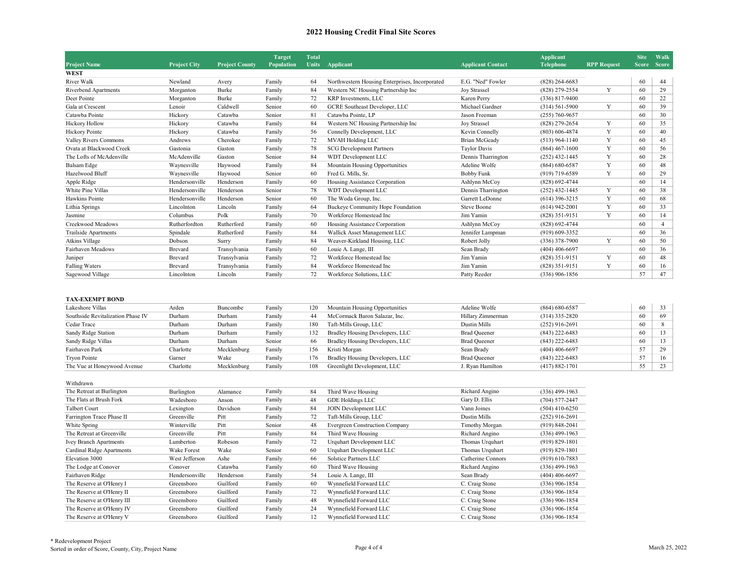# 2022 Housing Credit Final Site Scores

| Project Name | Project City | Project County | Target Population | Total Units | Applicant | Applicant Contact | Applicant Telephone | RPP Request | Site Score | Walk Score |
|---|---|---|---|---|---|---|---|---|---|---|
| **WEST** | | | | | | | | | | |
| River Walk | Newland | Avery | Family | 64 | Northwestern Housing Enterprises, Incorporated | E.G. "Ned" Fowler | (828) 264-6683 | | 60 | 44 |
| Riverbend Apartments | Morganton | Burke | Family | 84 | Western NC Housing Partnership Inc | Joy Strassel | (828) 279-2554 | Y | 60 | 29 |
| Deer Pointe | Morganton | Burke | Family | 72 | KRP Investments, LLC | Karen Perry | (336) 817-9400 | | 60 | 22 |
| Gala at Crescent | Lenoir | Caldwell | Senior | 60 | GCRE Southeast Developer, LLC | Michael Gardner | (314) 561-5900 | Y | 60 | 39 |
| Catawba Pointe | Hickory | Catawba | Senior | 81 | Catawba Pointe, LP | Jason Freeman | (255) 760-9657 | | 60 | 30 |
| Hickory Hollow | Hickory | Catawba | Family | 84 | Western NC Housing Partnership Inc | Joy Strassel | (828) 279-2654 | Y | 60 | 35 |
| Hickory Pointe | Hickory | Catawba | Family | 56 | Connelly Development, LLC | Kevin Connelly | (803) 606-4874 | Y | 60 | 40 |
| Valley Rivers Commons | Andrews | Cherokee | Family | 72 | MVAH Holding LLC | Brian McGeady | (513) 964-1140 | Y | 60 | 45 |
| Ovata at Blackwood Creek | Gastonia | Gaston | Family | 78 | SCG Development Partners | Taylor Davis | (864) 467-1600 | Y | 60 | 56 |
| The Lofts of McAdenville | McAdenville | Gaston | Senior | 84 | WDT Development LLC | Dennis Tharrington | (252) 432-1445 | Y | 60 | 28 |
| Balsam Edge | Waynesville | Haywood | Family | 84 | Mountain Housing Opportunities | Adeline Wolfe | (864) 680-6587 | Y | 60 | 48 |
| Hazelwood Bluff | Waynesville | Haywood | Senior | 60 | Fred G. Mills, Sr. | Bobby Funk | (919) 719-6589 | Y | 60 | 29 |
| Apple Ridge | Hendersonville | Henderson | Family | 60 | Housing Assistance Corporation | Ashlynn McCoy | (828) 692-4744 | | 60 | 14 |
| White Pine Villas | Hendersonville | Henderson | Senior | 78 | WDT Development LLC | Dennis Tharrington | (252) 432-1445 | Y | 60 | 38 |
| Hawkins Pointe | Hendersonville | Henderson | Senior | 60 | The Woda Group, Inc. | Garrett LeDonne | (614) 396-3215 | Y | 60 | 68 |
| Lithia Springs | Lincolnton | Lincoln | Family | 64 | Buckeye Community Hope Foundation | Steve Boone | (614) 942-2001 | Y | 60 | 33 |
| Jasmine | Columbus | Polk | Family | 70 | Workforce Homestead Inc | Jim Yamin | (828) 351-9151 | Y | 60 | 14 |
| Creekwood Meadows | Rutherfordton | Rutherford | Family | 60 | Housing Assistance Corporation | Ashlynn McCoy | (828) 692-4744 | | 60 | 4 |
| Trailside Apartments | Spindale | Rutherford | Family | 84 | Wallick Asset Management LLC | Jennifer Lampman | (919) 609-3352 | | 60 | 36 |
| Atkins Village | Dobson | Surry | Family | 84 | Weaver-Kirkland Housing, LLC | Robert Jolly | (336) 378-7900 | Y | 60 | 50 |
| Fairhaven Meadows | Brevard | Transylvania | Family | 60 | Louie A. Lange, III | Sean Brady | (404) 406-6697 | | 60 | 36 |
| Juniper | Brevard | Transylvania | Family | 72 | Workforce Homestead Inc | Jim Yamin | (828) 351-9151 | Y | 60 | 48 |
| Falling Waters | Brevard | Transylvania | Family | 84 | Workforce Homestead Inc | Jim Yamin | (828) 351-9151 | Y | 60 | 16 |
| Sagewood Village | Lincolnton | Lincoln | Family | 72 | Workforce Solutions, LLC | Patty Reeder | (336) 906-1856 | | 57 | 47 |
| **TAX-EXEMPT BOND** | | | | | | | | | | |
| Lakeshore Villas | Arden | Buncombe | Family | 120 | Mountain Housing Opportunities | Adeline Wolfe | (864) 680-6587 | | 60 | 33 |
| Southside Revitalization Phase IV | Durham | Durham | Family | 44 | McCormack Baron Salazar, Inc. | Hillary Zimmerman | (314) 335-2820 | | 60 | 69 |
| Cedar Trace | Durham | Durham | Family | 180 | Taft-Mills Group, LLC | Dustin Mills | (252) 916-2691 | | 60 | 8 |
| Sandy Ridge Station | Durham | Durham | Family | 132 | Bradley Housing Developers, LLC | Brad Queener | (843) 222-6483 | | 60 | 13 |
| Sandy Ridge Villas | Durham | Durham | Senior | 66 | Bradley Housing Developers, LLC | Brad Queener | (843) 222-6483 | | 60 | 13 |
| Fairhaven Park | Charlotte | Mecklenburg | Family | 156 | Kristi Morgan | Sean Brady | (404) 406-6697 | | 57 | 29 |
| Tryon Pointe | Garner | Wake | Family | 176 | Bradley Housing Developers, LLC | Brad Queener | (843) 222-6483 | | 57 | 16 |
| The Vue at Honeywood Avenue | Charlotte | Mecklenburg | Family | 108 | Greenlight Development, LLC | J. Ryan Hamilton | (417) 882-1701 | | 55 | 23 |
| Withdrawn | | | | | | | | | | |
| The Retreat at Burlington | Burlington | Alamance | Family | 84 | Third Wave Housing | Richard Angino | (336) 499-1963 | | | |
| The Flats at Brush Fork | Wadesboro | Anson | Family | 48 | GDE Holdings LLC | Gary D. Ellis | (704) 577-2447 | | | |
| Talbert Court | Lexington | Davidson | Family | 84 | JOIN Development LLC | Vann Joines | (504) 410-6250 | | | |
| Farrington Trace Phase II | Greenville | Pitt | Family | 72 | Taft-Mills Group, LLC | Dustin Mills | (252) 916-2691 | | | |
| White Spring | Winterville | Pitt | Senior | 48 | Evergreen Construction Company | Timothy Morgan | (919) 848-2041 | | | |
| The Retreat at Greenville | Greenville | Pitt | Family | 84 | Third Wave Housing | Richard Angino | (336) 499-1963 | | | |
| Ivey Branch Apartments | Lumberton | Robeson | Family | 72 | Urquhart Development LLC | Thomas Urquhart | (919) 829-1801 | | | |
| Cardinal Ridge Apartments | Wake Forest | Wake | Senior | 60 | Urquhart Development LLC | Thomas Urquhart | (919) 829-1801 | | | |
| Elevation 3000 | West Jefferson | Ashe | Family | 66 | Solstice Partners LLC | Catherine Connors | (919) 610-7883 | | | |
| The Lodge at Conover | Conover | Catawba | Family | 60 | Third Wave Housing | Richard Angino | (336) 499-1963 | | | |
| Fairhaven Ridge | Hendersonville | Henderson | Family | 54 | Louie A. Lange, III | Sean Brady | (404) 406-6697 | | | |
| The Reserve at O'Henry I | Greensboro | Guilford | Family | 60 | Wynnefield Forward LLC | C. Craig Stone | (336) 906-1854 | | | |
| The Reserve at O'Henry II | Greensboro | Guilford | Family | 72 | Wynnefield Forward LLC | C. Craig Stone | (336) 906-1854 | | | |
| The Reserve at O'Henry III | Greensboro | Guilford | Family | 48 | Wynnefield Forward LLC | C. Craig Stone | (336) 906-1854 | | | |
| The Reserve at O'Henry IV | Greensboro | Guilford | Family | 24 | Wynnefield Forward LLC | C. Craig Stone | (336) 906-1854 | | | |
| The Reserve at O'Henry V | Greensboro | Guilford | Family | 12 | Wynnefield Forward LLC | C. Craig Stone | (336) 906-1854 | | | |

\* Redevelopment Project
Sorted in order of Score, County, City, Project Name

March 25, 2022